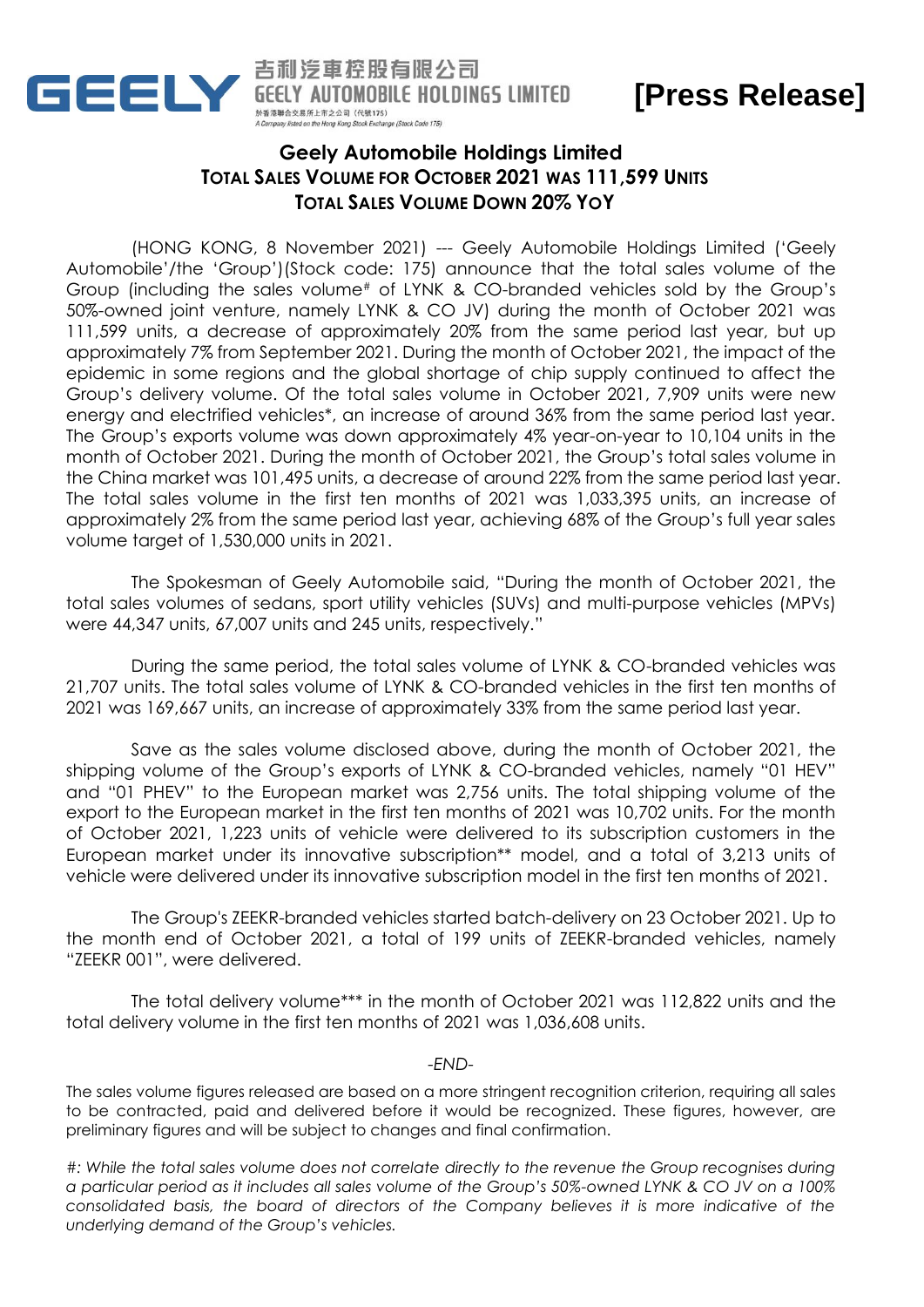吉利汽車控股有限公司
GEELY AUTOMOBILE HOLDINGS LIMITED
於香港聯合交易所上市之公司（代號175）
A Company listed on the Hong Kong Stock Exchange (Stock Code 175)

**[Press Release]**

# Geely Automobile Holdings Limited
## TOTAL SALES VOLUME FOR OCTOBER 2021 WAS 111,599 UNITS
## TOTAL SALES VOLUME DOWN 20% YOY

(HONG KONG, 8 November 2021) --- Geely Automobile Holdings Limited ('Geely Automobile'/the 'Group')(Stock code: 175) announce that the total sales volume of the Group (including the sales volume# of LYNK & CO-branded vehicles sold by the Group's 50%-owned joint venture, namely LYNK & CO JV) during the month of October 2021 was 111,599 units, a decrease of approximately 20% from the same period last year, but up approximately 7% from September 2021. During the month of October 2021, the impact of the epidemic in some regions and the global shortage of chip supply continued to affect the Group's delivery volume. Of the total sales volume in October 2021, 7,909 units were new energy and electrified vehicles*, an increase of around 36% from the same period last year. The Group's exports volume was down approximately 4% year-on-year to 10,104 units in the month of October 2021. During the month of October 2021, the Group's total sales volume in the China market was 101,495 units, a decrease of around 22% from the same period last year. The total sales volume in the first ten months of 2021 was 1,033,395 units, an increase of approximately 2% from the same period last year, achieving 68% of the Group's full year sales volume target of 1,530,000 units in 2021.

The Spokesman of Geely Automobile said, "During the month of October 2021, the total sales volumes of sedans, sport utility vehicles (SUVs) and multi-purpose vehicles (MPVs) were 44,347 units, 67,007 units and 245 units, respectively."

During the same period, the total sales volume of LYNK & CO-branded vehicles was 21,707 units. The total sales volume of LYNK & CO-branded vehicles in the first ten months of 2021 was 169,667 units, an increase of approximately 33% from the same period last year.

Save as the sales volume disclosed above, during the month of October 2021, the shipping volume of the Group's exports of LYNK & CO-branded vehicles, namely "01 HEV" and "01 PHEV" to the European market was 2,756 units. The total shipping volume of the export to the European market in the first ten months of 2021 was 10,702 units. For the month of October 2021, 1,223 units of vehicle were delivered to its subscription customers in the European market under its innovative subscription** model, and a total of 3,213 units of vehicle were delivered under its innovative subscription model in the first ten months of 2021.

The Group's ZEEKR-branded vehicles started batch-delivery on 23 October 2021. Up to the month end of October 2021, a total of 199 units of ZEEKR-branded vehicles, namely "ZEEKR 001", were delivered.

The total delivery volume*** in the month of October 2021 was 112,822 units and the total delivery volume in the first ten months of 2021 was 1,036,608 units.

*-END-*

The sales volume figures released are based on a more stringent recognition criterion, requiring all sales to be contracted, paid and delivered before it would be recognized. These figures, however, are preliminary figures and will be subject to changes and final confirmation.

*#: While the total sales volume does not correlate directly to the revenue the Group recognises during a particular period as it includes all sales volume of the Group's 50%-owned LYNK & CO JV on a 100% consolidated basis, the board of directors of the Company believes it is more indicative of the underlying demand of the Group's vehicles.*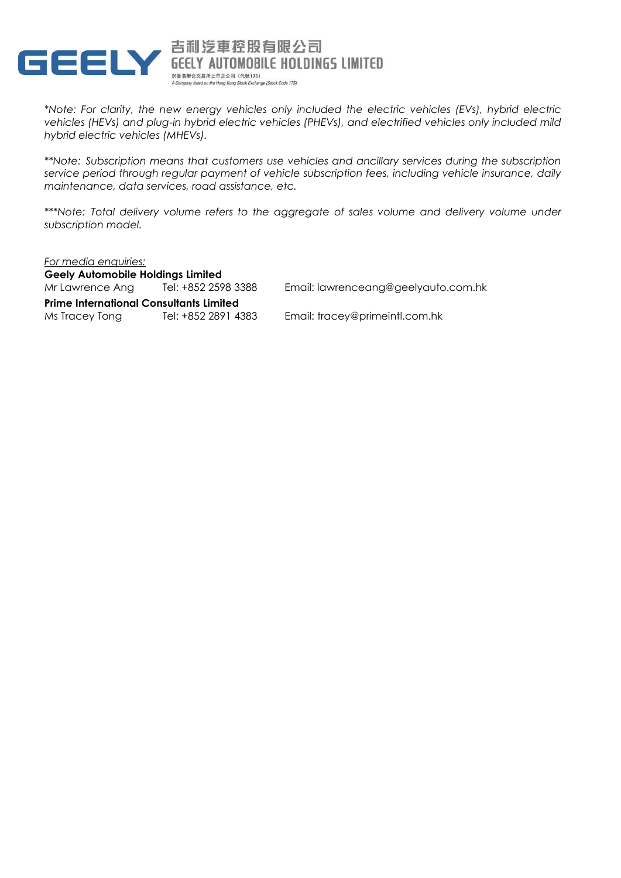*Note: For clarity, the new energy vehicles only included the electric vehicles (EVs), hybrid electric vehicles (HEVs) and plug-in hybrid electric vehicles (PHEVs), and electrified vehicles only included mild hybrid electric vehicles (MHEVs).*

***Note: Subscription means that customers use vehicles and ancillary services during the subscription service period through regular payment of vehicle subscription fees, including vehicle insurance, daily maintenance, data services, road assistance, etc.*

****Note: Total delivery volume refers to the aggregate of sales volume and delivery volume under subscription model.*

<u>*For media enquiries:*</u>

**Geely Automobile Holdings Limited**

| | | |
|---|---|---|
| Mr Lawrence Ang | Tel: +852 2598 3388 | Email: lawrenceang@geelyauto.com.hk |

**Prime International Consultants Limited**

| | | |
|---|---|---|
| Ms Tracey Tong | Tel: +852 2891 4383 | Email: tracey@primeintl.com.hk |